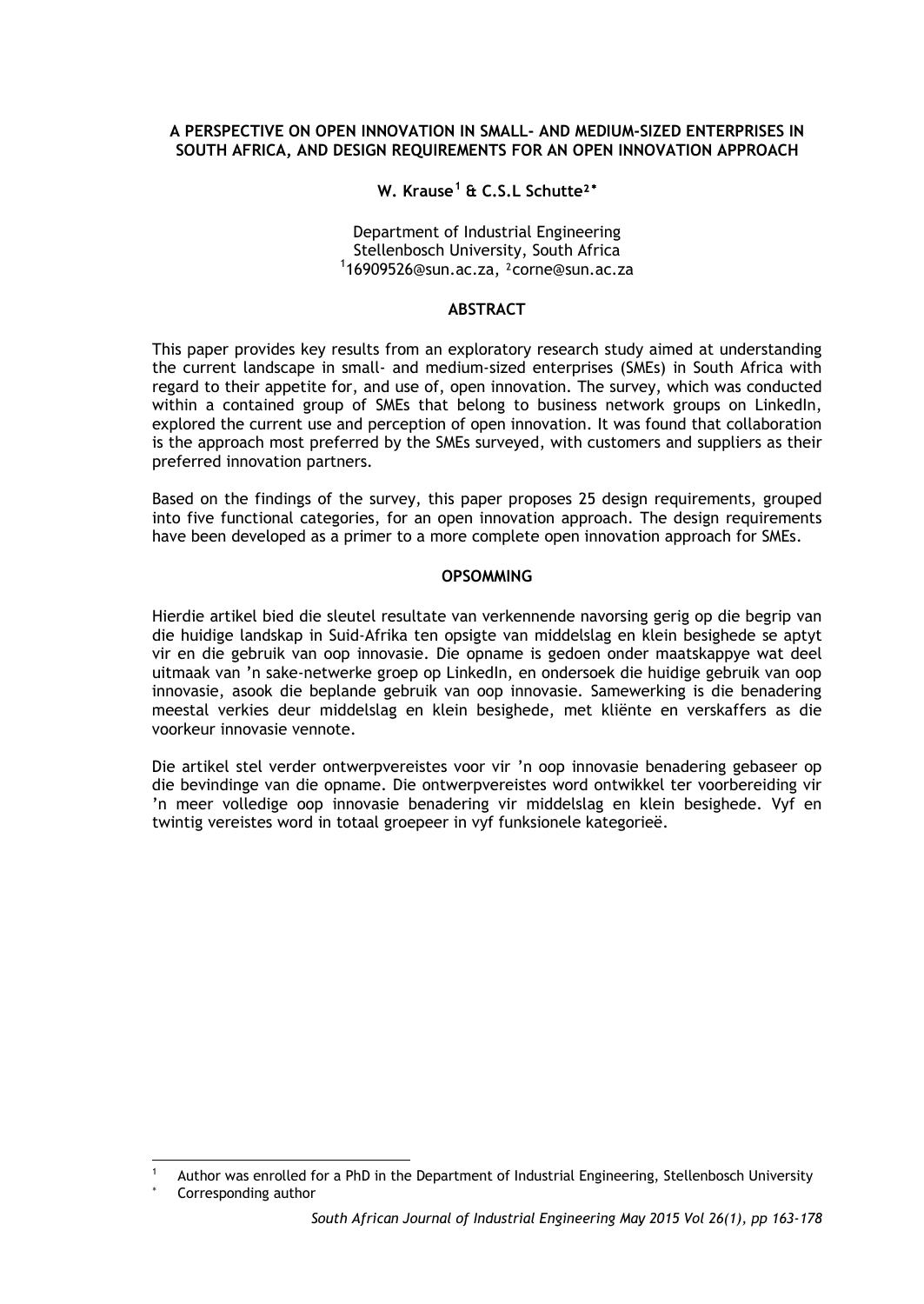# A PERSPECTIVE ON OPEN INNOVATION IN SMALL- AND MEDIUM-SIZED ENTERPRISES IN SOUTH AFRICA, AND DESIGN REQUIREMENTS FOR AN OPEN INNOVATION APPROACH

**W. Krause[1] & C.S.L Schutte[2*]**

Department of Industrial Engineering
Stellenbosch University, South Africa
[1]16909526@sun.ac.za, [2]corne@sun.ac.za

## ABSTRACT

This paper provides key results from an exploratory research study aimed at understanding the current landscape in small- and medium-sized enterprises (SMEs) in South Africa with regard to their appetite for, and use of, open innovation. The survey, which was conducted within a contained group of SMEs that belong to business network groups on LinkedIn, explored the current use and perception of open innovation. It was found that collaboration is the approach most preferred by the SMEs surveyed, with customers and suppliers as their preferred innovation partners.

Based on the findings of the survey, this paper proposes 25 design requirements, grouped into five functional categories, for an open innovation approach. The design requirements have been developed as a primer to a more complete open innovation approach for SMEs.

## OPSOMMING

Hierdie artikel bied die sleutel resultate van verkennende navorsing gerig op die begrip van die huidige landskap in Suid-Afrika ten opsigte van middelslag en klein besighede se aptyt vir en die gebruik van oop innovasie. Die opname is gedoen onder maatskappye wat deel uitmaak van 'n sake-netwerke groep op LinkedIn, en ondersoek die huidige gebruik van oop innovasie, asook die beplande gebruik van oop innovasie. Samewerking is die benadering meestal verkies deur middelslag en klein besighede, met kliënte en verskaffers as die voorkeur innovasie vennote.

Die artikel stel verder ontwerpvereistes voor vir 'n oop innovasie benadering gebaseer op die bevindinge van die opname. Die ontwerpvereistes word ontwikkel ter voorbereiding vir 'n meer volledige oop innovasie benadering vir middelslag en klein besighede. Vyf en twintig vereistes word in totaal groepeer in vyf funksionele kategorieë.

---

[1] Author was enrolled for a PhD in the Department of Industrial Engineering, Stellenbosch University

[*] Corresponding author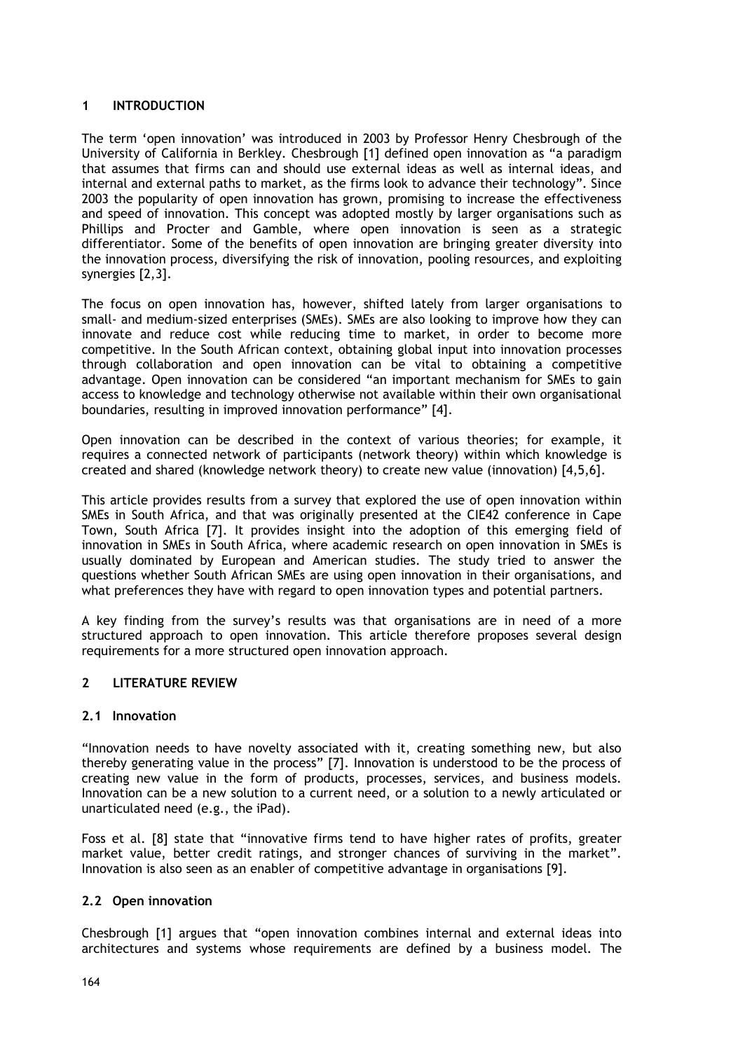## 1 INTRODUCTION

The term 'open innovation' was introduced in 2003 by Professor Henry Chesbrough of the University of California in Berkley. Chesbrough [1] defined open innovation as "a paradigm that assumes that firms can and should use external ideas as well as internal ideas, and internal and external paths to market, as the firms look to advance their technology". Since 2003 the popularity of open innovation has grown, promising to increase the effectiveness and speed of innovation. This concept was adopted mostly by larger organisations such as Phillips and Procter and Gamble, where open innovation is seen as a strategic differentiator. Some of the benefits of open innovation are bringing greater diversity into the innovation process, diversifying the risk of innovation, pooling resources, and exploiting synergies [2,3].

The focus on open innovation has, however, shifted lately from larger organisations to small- and medium-sized enterprises (SMEs). SMEs are also looking to improve how they can innovate and reduce cost while reducing time to market, in order to become more competitive. In the South African context, obtaining global input into innovation processes through collaboration and open innovation can be vital to obtaining a competitive advantage. Open innovation can be considered "an important mechanism for SMEs to gain access to knowledge and technology otherwise not available within their own organisational boundaries, resulting in improved innovation performance" [4].

Open innovation can be described in the context of various theories; for example, it requires a connected network of participants (network theory) within which knowledge is created and shared (knowledge network theory) to create new value (innovation) [4,5,6].

This article provides results from a survey that explored the use of open innovation within SMEs in South Africa, and that was originally presented at the CIE42 conference in Cape Town, South Africa [7]. It provides insight into the adoption of this emerging field of innovation in SMEs in South Africa, where academic research on open innovation in SMEs is usually dominated by European and American studies. The study tried to answer the questions whether South African SMEs are using open innovation in their organisations, and what preferences they have with regard to open innovation types and potential partners.

A key finding from the survey's results was that organisations are in need of a more structured approach to open innovation. This article therefore proposes several design requirements for a more structured open innovation approach.

## 2 LITERATURE REVIEW

### 2.1 Innovation

"Innovation needs to have novelty associated with it, creating something new, but also thereby generating value in the process" [7]. Innovation is understood to be the process of creating new value in the form of products, processes, services, and business models. Innovation can be a new solution to a current need, or a solution to a newly articulated or unarticulated need (e.g., the iPad).

Foss et al. [8] state that "innovative firms tend to have higher rates of profits, greater market value, better credit ratings, and stronger chances of surviving in the market". Innovation is also seen as an enabler of competitive advantage in organisations [9].

### 2.2 Open innovation

Chesbrough [1] argues that "open innovation combines internal and external ideas into architectures and systems whose requirements are defined by a business model. The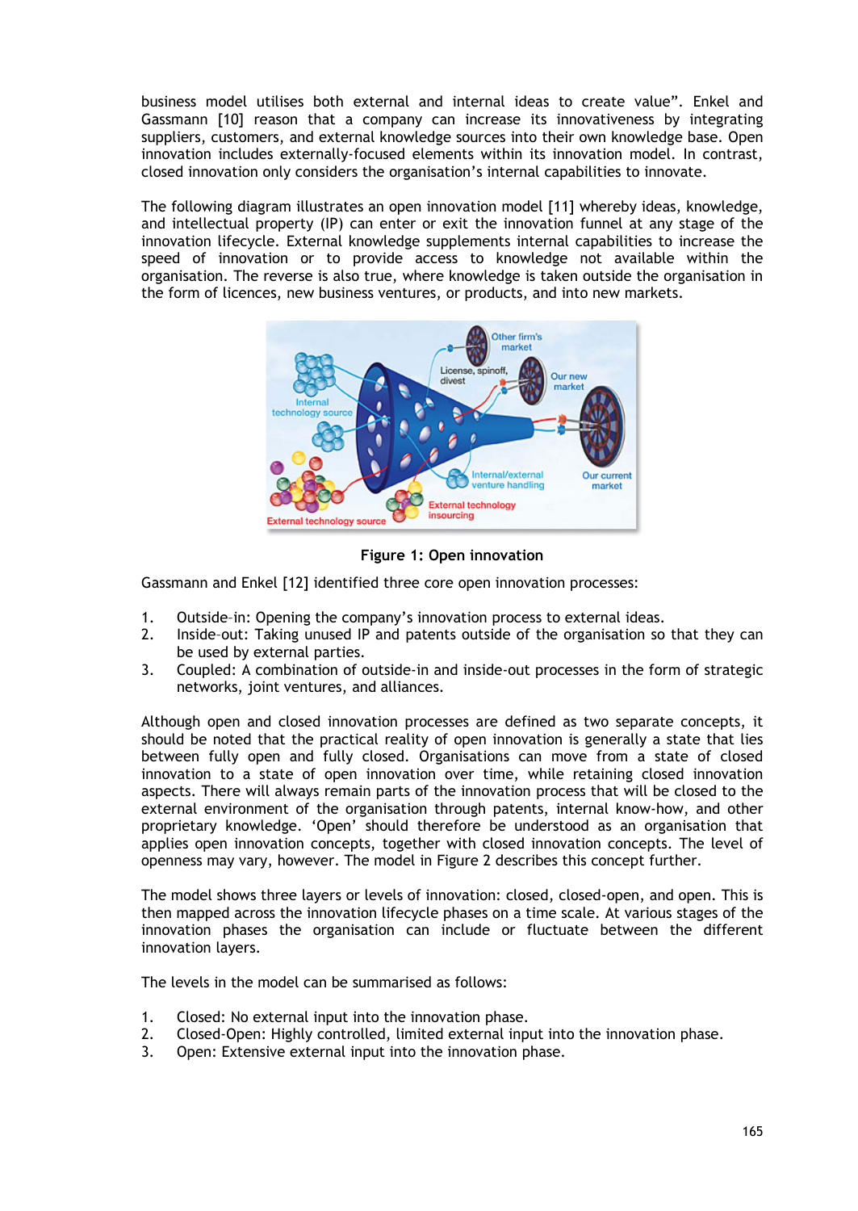business model utilises both external and internal ideas to create value". Enkel and Gassmann [10] reason that a company can increase its innovativeness by integrating suppliers, customers, and external knowledge sources into their own knowledge base. Open innovation includes externally-focused elements within its innovation model. In contrast, closed innovation only considers the organisation's internal capabilities to innovate.

The following diagram illustrates an open innovation model [11] whereby ideas, knowledge, and intellectual property (IP) can enter or exit the innovation funnel at any stage of the innovation lifecycle. External knowledge supplements internal capabilities to increase the speed of innovation or to provide access to knowledge not available within the organisation. The reverse is also true, where knowledge is taken outside the organisation in the form of licences, new business ventures, or products, and into new markets.

**Figure 1: Open innovation**

Gassmann and Enkel [12] identified three core open innovation processes:

1. Outside–in: Opening the company's innovation process to external ideas.
2. Inside–out: Taking unused IP and patents outside of the organisation so that they can be used by external parties.
3. Coupled: A combination of outside-in and inside-out processes in the form of strategic networks, joint ventures, and alliances.

Although open and closed innovation processes are defined as two separate concepts, it should be noted that the practical reality of open innovation is generally a state that lies between fully open and fully closed. Organisations can move from a state of closed innovation to a state of open innovation over time, while retaining closed innovation aspects. There will always remain parts of the innovation process that will be closed to the external environment of the organisation through patents, internal know-how, and other proprietary knowledge. 'Open' should therefore be understood as an organisation that applies open innovation concepts, together with closed innovation concepts. The level of openness may vary, however. The model in Figure 2 describes this concept further.

The model shows three layers or levels of innovation: closed, closed-open, and open. This is then mapped across the innovation lifecycle phases on a time scale. At various stages of the innovation phases the organisation can include or fluctuate between the different innovation layers.

The levels in the model can be summarised as follows:

1. Closed: No external input into the innovation phase.
2. Closed-Open: Highly controlled, limited external input into the innovation phase.
3. Open: Extensive external input into the innovation phase.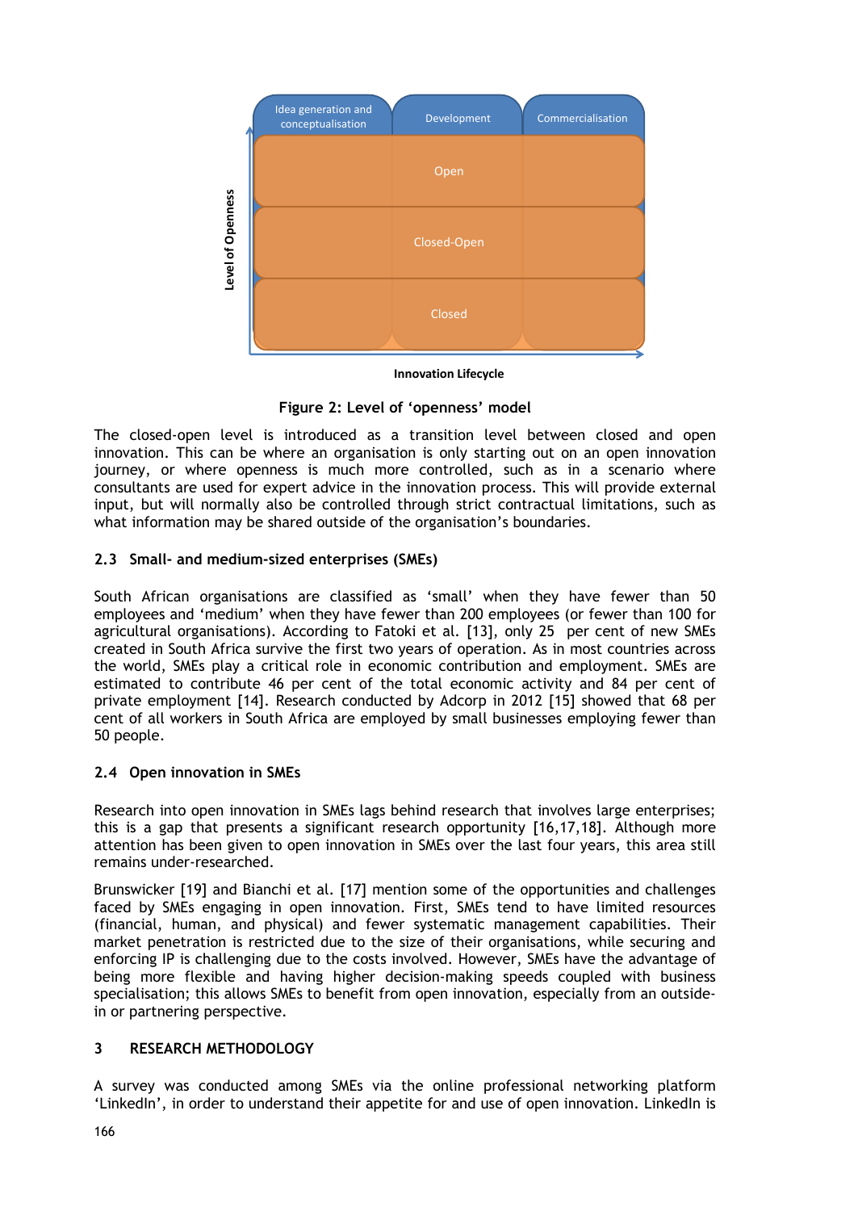Figure 2: Level of 'openness' model

The closed-open level is introduced as a transition level between closed and open innovation. This can be where an organisation is only starting out on an open innovation journey, or where openness is much more controlled, such as in a scenario where consultants are used for expert advice in the innovation process. This will provide external input, but will normally also be controlled through strict contractual limitations, such as what information may be shared outside of the organisation's boundaries.

### 2.3 Small- and medium-sized enterprises (SMEs)

South African organisations are classified as 'small' when they have fewer than 50 employees and 'medium' when they have fewer than 200 employees (or fewer than 100 for agricultural organisations). According to Fatoki et al. [13], only 25 per cent of new SMEs created in South Africa survive the first two years of operation. As in most countries across the world, SMEs play a critical role in economic contribution and employment. SMEs are estimated to contribute 46 per cent of the total economic activity and 84 per cent of private employment [14]. Research conducted by Adcorp in 2012 [15] showed that 68 per cent of all workers in South Africa are employed by small businesses employing fewer than 50 people.

### 2.4 Open innovation in SMEs

Research into open innovation in SMEs lags behind research that involves large enterprises; this is a gap that presents a significant research opportunity [16,17,18]. Although more attention has been given to open innovation in SMEs over the last four years, this area still remains under-researched.

Brunswicker [19] and Bianchi et al. [17] mention some of the opportunities and challenges faced by SMEs engaging in open innovation. First, SMEs tend to have limited resources (financial, human, and physical) and fewer systematic management capabilities. Their market penetration is restricted due to the size of their organisations, while securing and enforcing IP is challenging due to the costs involved. However, SMEs have the advantage of being more flexible and having higher decision-making speeds coupled with business specialisation; this allows SMEs to benefit from open innovation, especially from an outside-in or partnering perspective.

## 3 RESEARCH METHODOLOGY

A survey was conducted among SMEs via the online professional networking platform 'LinkedIn', in order to understand their appetite for and use of open innovation. LinkedIn is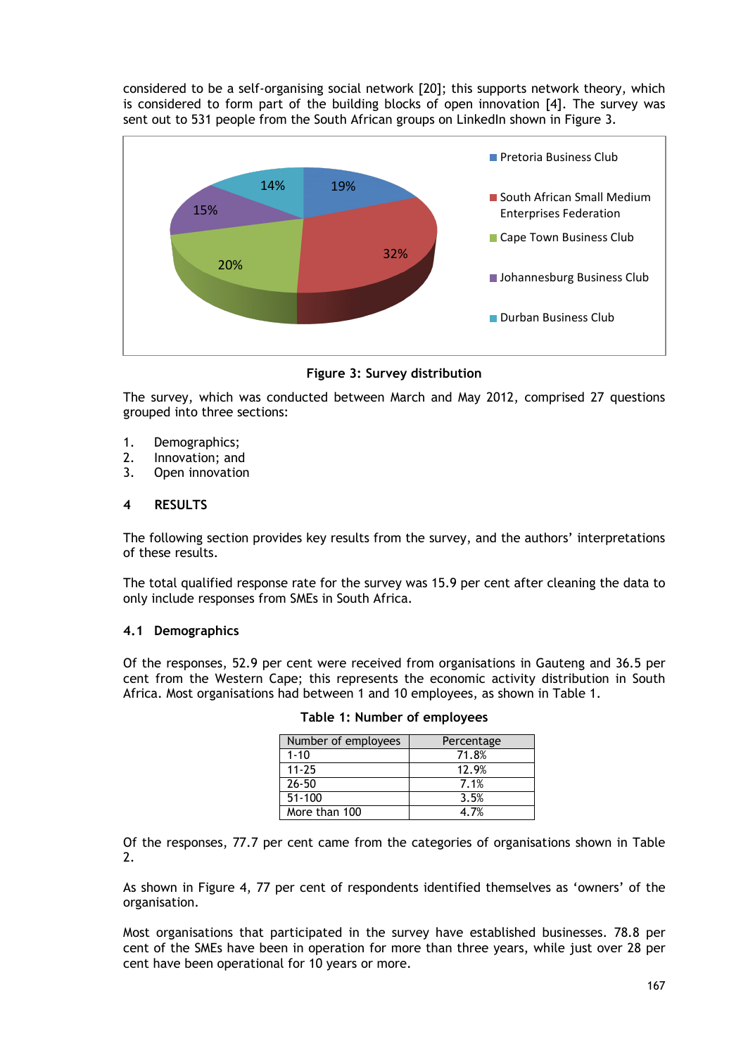considered to be a self-organising social network [20]; this supports network theory, which is considered to form part of the building blocks of open innovation [4]. The survey was sent out to 531 people from the South African groups on LinkedIn shown in Figure 3.

Figure 3: Survey distribution

The survey, which was conducted between March and May 2012, comprised 27 questions grouped into three sections:

1. Demographics;
2. Innovation; and
3. Open innovation

## 4 RESULTS

The following section provides key results from the survey, and the authors' interpretations of these results.

The total qualified response rate for the survey was 15.9 per cent after cleaning the data to only include responses from SMEs in South Africa.

### 4.1 Demographics

Of the responses, 52.9 per cent were received from organisations in Gauteng and 36.5 per cent from the Western Cape; this represents the economic activity distribution in South Africa. Most organisations had between 1 and 10 employees, as shown in Table 1.

**Table 1: Number of employees**

| Number of employees | Percentage |
|---|---|
| 1-10 | 71.8% |
| 11-25 | 12.9% |
| 26-50 | 7.1% |
| 51-100 | 3.5% |
| More than 100 | 4.7% |

Of the responses, 77.7 per cent came from the categories of organisations shown in Table 2.

As shown in Figure 4, 77 per cent of respondents identified themselves as 'owners' of the organisation.

Most organisations that participated in the survey have established businesses. 78.8 per cent of the SMEs have been in operation for more than three years, while just over 28 per cent have been operational for 10 years or more.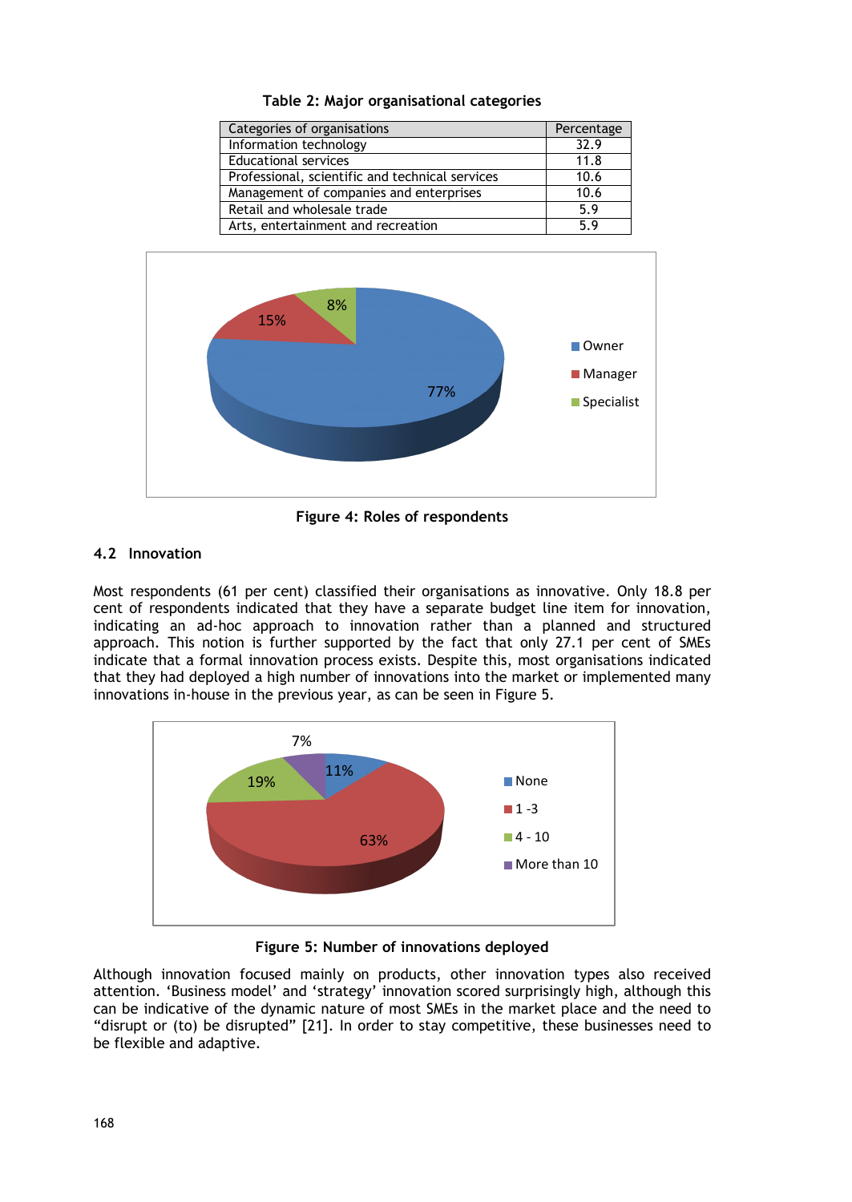**Table 2: Major organisational categories**

| Categories of organisations | Percentage |
|---|---|
| Information technology | 32.9 |
| Educational services | 11.8 |
| Professional, scientific and technical services | 10.6 |
| Management of companies and enterprises | 10.6 |
| Retail and wholesale trade | 5.9 |
| Arts, entertainment and recreation | 5.9 |

**Figure 4: Roles of respondents**

## 4.2 Innovation

Most respondents (61 per cent) classified their organisations as innovative. Only 18.8 per cent of respondents indicated that they have a separate budget line item for innovation, indicating an ad-hoc approach to innovation rather than a planned and structured approach. This notion is further supported by the fact that only 27.1 per cent of SMEs indicate that a formal innovation process exists. Despite this, most organisations indicated that they had deployed a high number of innovations into the market or implemented many innovations in-house in the previous year, as can be seen in Figure 5.

**Figure 5: Number of innovations deployed**

Although innovation focused mainly on products, other innovation types also received attention. 'Business model' and 'strategy' innovation scored surprisingly high, although this can be indicative of the dynamic nature of most SMEs in the market place and the need to "disrupt or (to) be disrupted" [21]. In order to stay competitive, these businesses need to be flexible and adaptive.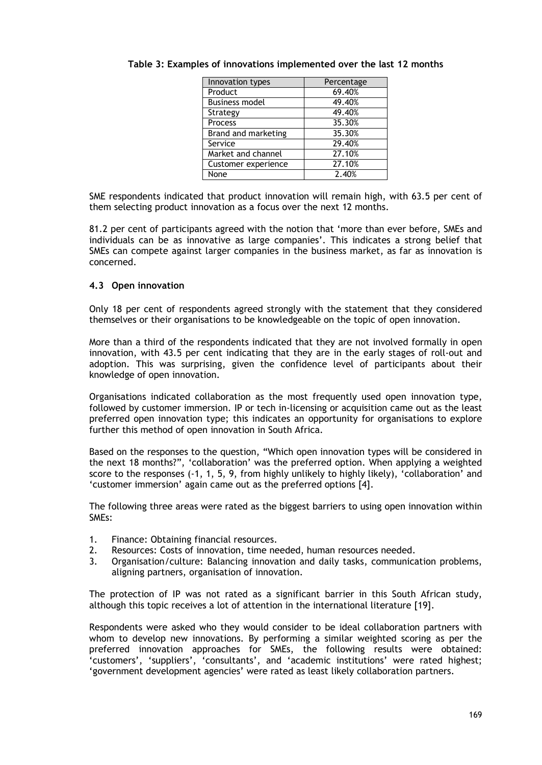**Table 3: Examples of innovations implemented over the last 12 months**

| Innovation types | Percentage |
|---|---|
| Product | 69.40% |
| Business model | 49.40% |
| Strategy | 49.40% |
| Process | 35.30% |
| Brand and marketing | 35.30% |
| Service | 29.40% |
| Market and channel | 27.10% |
| Customer experience | 27.10% |
| None | 2.40% |

SME respondents indicated that product innovation will remain high, with 63.5 per cent of them selecting product innovation as a focus over the next 12 months.

81.2 per cent of participants agreed with the notion that 'more than ever before, SMEs and individuals can be as innovative as large companies'. This indicates a strong belief that SMEs can compete against larger companies in the business market, as far as innovation is concerned.

### 4.3 Open innovation

Only 18 per cent of respondents agreed strongly with the statement that they considered themselves or their organisations to be knowledgeable on the topic of open innovation.

More than a third of the respondents indicated that they are not involved formally in open innovation, with 43.5 per cent indicating that they are in the early stages of roll-out and adoption. This was surprising, given the confidence level of participants about their knowledge of open innovation.

Organisations indicated collaboration as the most frequently used open innovation type, followed by customer immersion. IP or tech in-licensing or acquisition came out as the least preferred open innovation type; this indicates an opportunity for organisations to explore further this method of open innovation in South Africa.

Based on the responses to the question, "Which open innovation types will be considered in the next 18 months?", 'collaboration' was the preferred option. When applying a weighted score to the responses (-1, 1, 5, 9, from highly unlikely to highly likely), 'collaboration' and 'customer immersion' again came out as the preferred options [4].

The following three areas were rated as the biggest barriers to using open innovation within SMEs:

1. Finance: Obtaining financial resources.
2. Resources: Costs of innovation, time needed, human resources needed.
3. Organisation/culture: Balancing innovation and daily tasks, communication problems, aligning partners, organisation of innovation.

The protection of IP was not rated as a significant barrier in this South African study, although this topic receives a lot of attention in the international literature [19].

Respondents were asked who they would consider to be ideal collaboration partners with whom to develop new innovations. By performing a similar weighted scoring as per the preferred innovation approaches for SMEs, the following results were obtained: 'customers', 'suppliers', 'consultants', and 'academic institutions' were rated highest; 'government development agencies' were rated as least likely collaboration partners.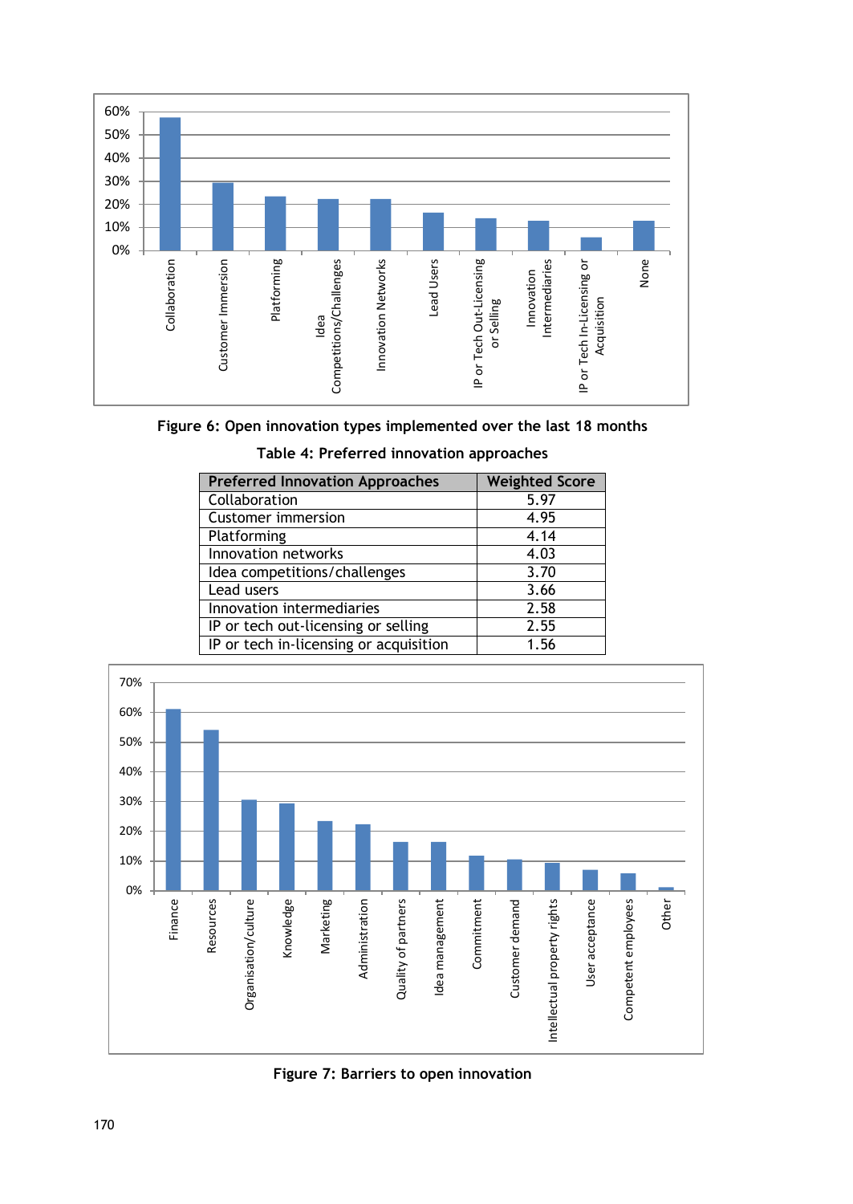Figure 6: Open innovation types implemented over the last 18 months

Table 4: Preferred innovation approaches

| Preferred Innovation Approaches | Weighted Score |
|---|---|
| Collaboration | 5.97 |
| Customer immersion | 4.95 |
| Platforming | 4.14 |
| Innovation networks | 4.03 |
| Idea competitions/challenges | 3.70 |
| Lead users | 3.66 |
| Innovation intermediaries | 2.58 |
| IP or tech out-licensing or selling | 2.55 |
| IP or tech in-licensing or acquisition | 1.56 |

Figure 7: Barriers to open innovation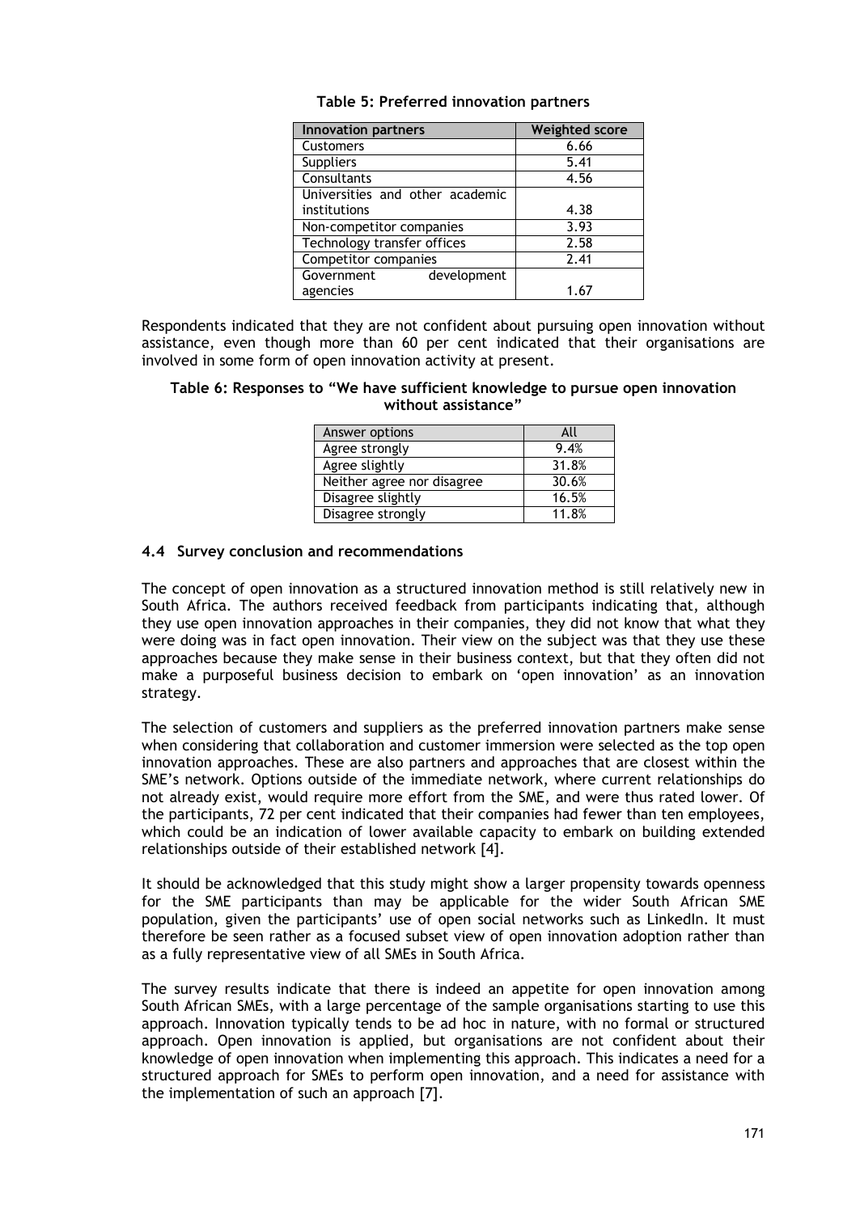**Table 5: Preferred innovation partners**

| Innovation partners | Weighted score |
|---|---|
| Customers | 6.66 |
| Suppliers | 5.41 |
| Consultants | 4.56 |
| Universities and other academic institutions | 4.38 |
| Non-competitor companies | 3.93 |
| Technology transfer offices | 2.58 |
| Competitor companies | 2.41 |
| Government development agencies | 1.67 |

Respondents indicated that they are not confident about pursuing open innovation without assistance, even though more than 60 per cent indicated that their organisations are involved in some form of open innovation activity at present.

**Table 6: Responses to "We have sufficient knowledge to pursue open innovation without assistance"**

| Answer options | All |
|---|---|
| Agree strongly | 9.4% |
| Agree slightly | 31.8% |
| Neither agree nor disagree | 30.6% |
| Disagree slightly | 16.5% |
| Disagree strongly | 11.8% |

### 4.4 Survey conclusion and recommendations

The concept of open innovation as a structured innovation method is still relatively new in South Africa. The authors received feedback from participants indicating that, although they use open innovation approaches in their companies, they did not know that what they were doing was in fact open innovation. Their view on the subject was that they use these approaches because they make sense in their business context, but that they often did not make a purposeful business decision to embark on 'open innovation' as an innovation strategy.

The selection of customers and suppliers as the preferred innovation partners make sense when considering that collaboration and customer immersion were selected as the top open innovation approaches. These are also partners and approaches that are closest within the SME's network. Options outside of the immediate network, where current relationships do not already exist, would require more effort from the SME, and were thus rated lower. Of the participants, 72 per cent indicated that their companies had fewer than ten employees, which could be an indication of lower available capacity to embark on building extended relationships outside of their established network [4].

It should be acknowledged that this study might show a larger propensity towards openness for the SME participants than may be applicable for the wider South African SME population, given the participants' use of open social networks such as LinkedIn. It must therefore be seen rather as a focused subset view of open innovation adoption rather than as a fully representative view of all SMEs in South Africa.

The survey results indicate that there is indeed an appetite for open innovation among South African SMEs, with a large percentage of the sample organisations starting to use this approach. Innovation typically tends to be ad hoc in nature, with no formal or structured approach. Open innovation is applied, but organisations are not confident about their knowledge of open innovation when implementing this approach. This indicates a need for a structured approach for SMEs to perform open innovation, and a need for assistance with the implementation of such an approach [7].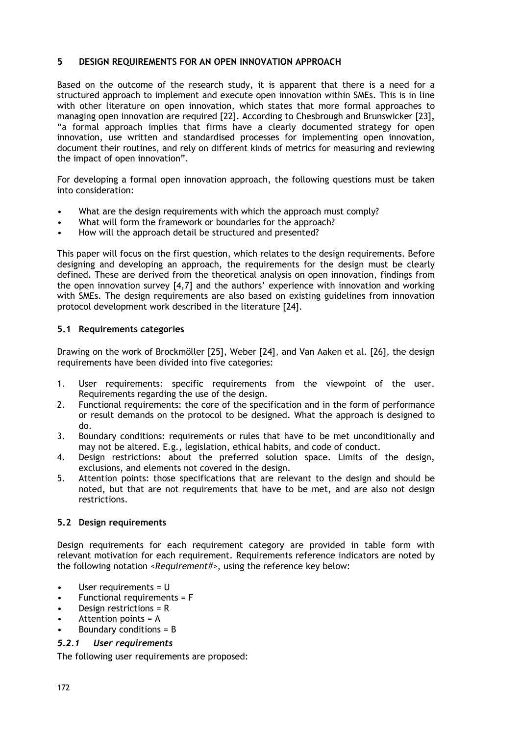## 5 DESIGN REQUIREMENTS FOR AN OPEN INNOVATION APPROACH

Based on the outcome of the research study, it is apparent that there is a need for a structured approach to implement and execute open innovation within SMEs. This is in line with other literature on open innovation, which states that more formal approaches to managing open innovation are required [22]. According to Chesbrough and Brunswicker [23], "a formal approach implies that firms have a clearly documented strategy for open innovation, use written and standardised processes for implementing open innovation, document their routines, and rely on different kinds of metrics for measuring and reviewing the impact of open innovation".

For developing a formal open innovation approach, the following questions must be taken into consideration:

- What are the design requirements with which the approach must comply?
- What will form the framework or boundaries for the approach?
- How will the approach detail be structured and presented?

This paper will focus on the first question, which relates to the design requirements. Before designing and developing an approach, the requirements for the design must be clearly defined. These are derived from the theoretical analysis on open innovation, findings from the open innovation survey [4,7] and the authors' experience with innovation and working with SMEs. The design requirements are also based on existing guidelines from innovation protocol development work described in the literature [24].

### 5.1 Requirements categories

Drawing on the work of Brockmöller [25], Weber [24], and Van Aaken et al. [26], the design requirements have been divided into five categories:

1. User requirements: specific requirements from the viewpoint of the user. Requirements regarding the use of the design.
2. Functional requirements: the core of the specification and in the form of performance or result demands on the protocol to be designed. What the approach is designed to do.
3. Boundary conditions: requirements or rules that have to be met unconditionally and may not be altered. E.g., legislation, ethical habits, and code of conduct.
4. Design restrictions: about the preferred solution space. Limits of the design, exclusions, and elements not covered in the design.
5. Attention points: those specifications that are relevant to the design and should be noted, but that are not requirements that have to be met, and are also not design restrictions.

### 5.2 Design requirements

Design requirements for each requirement category are provided in table form with relevant motivation for each requirement. Requirements reference indicators are noted by the following notation <*Requirement#*>, using the reference key below:

- User requirements = U
- Functional requirements = F
- Design restrictions = R
- Attention points = A
- Boundary conditions = B

#### *5.2.1 User requirements*

The following user requirements are proposed: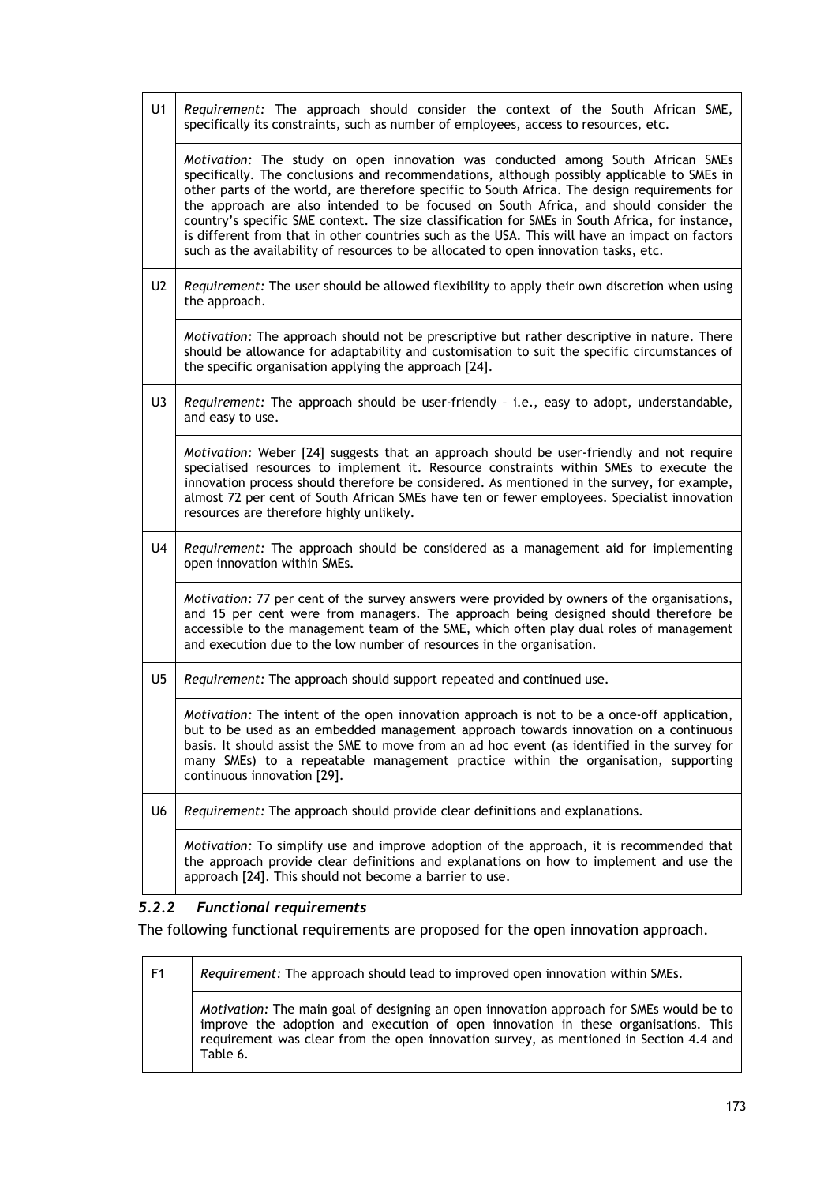| | |
|---|---|
| U1 | *Requirement:* The approach should consider the context of the South African SME, specifically its constraints, such as number of employees, access to resources, etc. |
| | *Motivation:* The study on open innovation was conducted among South African SMEs specifically. The conclusions and recommendations, although possibly applicable to SMEs in other parts of the world, are therefore specific to South Africa. The design requirements for the approach are also intended to be focused on South Africa, and should consider the country's specific SME context. The size classification for SMEs in South Africa, for instance, is different from that in other countries such as the USA. This will have an impact on factors such as the availability of resources to be allocated to open innovation tasks, etc. |
| U2 | *Requirement:* The user should be allowed flexibility to apply their own discretion when using the approach. |
| | *Motivation:* The approach should not be prescriptive but rather descriptive in nature. There should be allowance for adaptability and customisation to suit the specific circumstances of the specific organisation applying the approach [24]. |
| U3 | *Requirement:* The approach should be user-friendly – i.e., easy to adopt, understandable, and easy to use. |
| | *Motivation:* Weber [24] suggests that an approach should be user-friendly and not require specialised resources to implement it. Resource constraints within SMEs to execute the innovation process should therefore be considered. As mentioned in the survey, for example, almost 72 per cent of South African SMEs have ten or fewer employees. Specialist innovation resources are therefore highly unlikely. |
| U4 | *Requirement:* The approach should be considered as a management aid for implementing open innovation within SMEs. |
| | *Motivation:* 77 per cent of the survey answers were provided by owners of the organisations, and 15 per cent were from managers. The approach being designed should therefore be accessible to the management team of the SME, which often play dual roles of management and execution due to the low number of resources in the organisation. |
| U5 | *Requirement:* The approach should support repeated and continued use. |
| | *Motivation:* The intent of the open innovation approach is not to be a once-off application, but to be used as an embedded management approach towards innovation on a continuous basis. It should assist the SME to move from an ad hoc event (as identified in the survey for many SMEs) to a repeatable management practice within the organisation, supporting continuous innovation [29]. |
| U6 | *Requirement:* The approach should provide clear definitions and explanations. |
| | *Motivation:* To simplify use and improve adoption of the approach, it is recommended that the approach provide clear definitions and explanations on how to implement and use the approach [24]. This should not become a barrier to use. |

### *5.2.2 Functional requirements*

The following functional requirements are proposed for the open innovation approach.

| | |
|---|---|
| F1 | *Requirement:* The approach should lead to improved open innovation within SMEs. |
| | *Motivation:* The main goal of designing an open innovation approach for SMEs would be to improve the adoption and execution of open innovation in these organisations. This requirement was clear from the open innovation survey, as mentioned in Section 4.4 and Table 6. |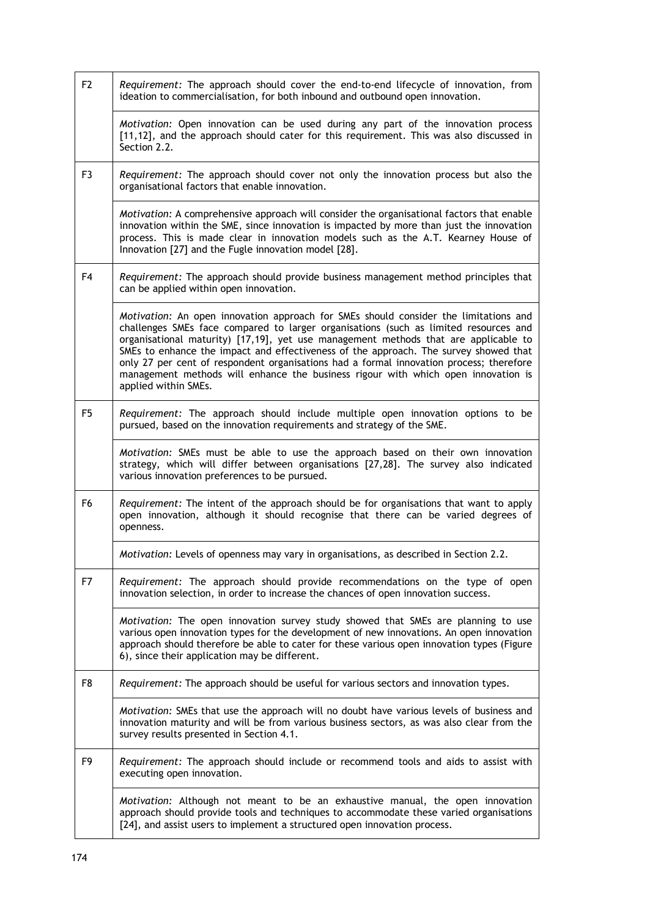| | |
|---|---|
| F2 | *Requirement:* The approach should cover the end-to-end lifecycle of innovation, from ideation to commercialisation, for both inbound and outbound open innovation. |
| | *Motivation:* Open innovation can be used during any part of the innovation process [11,12], and the approach should cater for this requirement. This was also discussed in Section 2.2. |
| F3 | *Requirement:* The approach should cover not only the innovation process but also the organisational factors that enable innovation. |
| | *Motivation:* A comprehensive approach will consider the organisational factors that enable innovation within the SME, since innovation is impacted by more than just the innovation process. This is made clear in innovation models such as the A.T. Kearney House of Innovation [27] and the Fugle innovation model [28]. |
| F4 | *Requirement:* The approach should provide business management method principles that can be applied within open innovation. |
| | *Motivation:* An open innovation approach for SMEs should consider the limitations and challenges SMEs face compared to larger organisations (such as limited resources and organisational maturity) [17,19], yet use management methods that are applicable to SMEs to enhance the impact and effectiveness of the approach. The survey showed that only 27 per cent of respondent organisations had a formal innovation process; therefore management methods will enhance the business rigour with which open innovation is applied within SMEs. |
| F5 | *Requirement:* The approach should include multiple open innovation options to be pursued, based on the innovation requirements and strategy of the SME. |
| | *Motivation:* SMEs must be able to use the approach based on their own innovation strategy, which will differ between organisations [27,28]. The survey also indicated various innovation preferences to be pursued. |
| F6 | *Requirement:* The intent of the approach should be for organisations that want to apply open innovation, although it should recognise that there can be varied degrees of openness. |
| | *Motivation:* Levels of openness may vary in organisations, as described in Section 2.2. |
| F7 | *Requirement:* The approach should provide recommendations on the type of open innovation selection, in order to increase the chances of open innovation success. |
| | *Motivation:* The open innovation survey study showed that SMEs are planning to use various open innovation types for the development of new innovations. An open innovation approach should therefore be able to cater for these various open innovation types (Figure 6), since their application may be different. |
| F8 | *Requirement:* The approach should be useful for various sectors and innovation types. |
| | *Motivation:* SMEs that use the approach will no doubt have various levels of business and innovation maturity and will be from various business sectors, as was also clear from the survey results presented in Section 4.1. |
| F9 | *Requirement:* The approach should include or recommend tools and aids to assist with executing open innovation. |
| | *Motivation:* Although not meant to be an exhaustive manual, the open innovation approach should provide tools and techniques to accommodate these varied organisations [24], and assist users to implement a structured open innovation process. |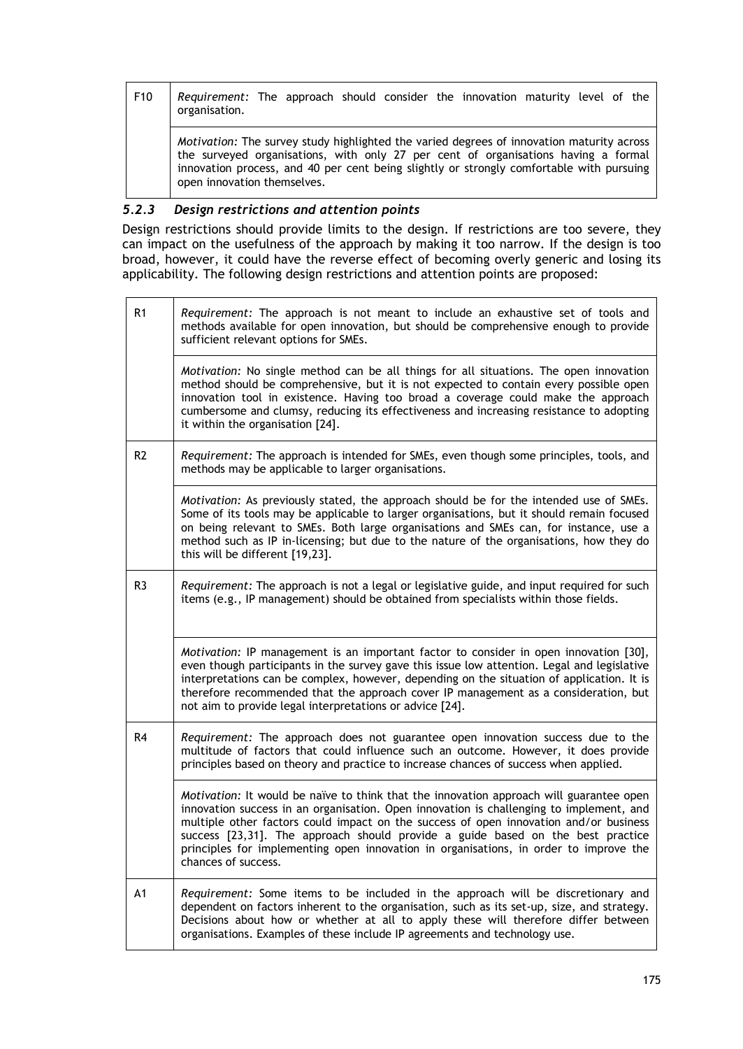| | |
|---|---|
| F10 | *Requirement:* The approach should consider the innovation maturity level of the organisation. |
| | *Motivation:* The survey study highlighted the varied degrees of innovation maturity across the surveyed organisations, with only 27 per cent of organisations having a formal innovation process, and 40 per cent being slightly or strongly comfortable with pursuing open innovation themselves. |

### *5.2.3 Design restrictions and attention points*

Design restrictions should provide limits to the design. If restrictions are too severe, they can impact on the usefulness of the approach by making it too narrow. If the design is too broad, however, it could have the reverse effect of becoming overly generic and losing its applicability. The following design restrictions and attention points are proposed:

| | |
|---|---|
| R1 | *Requirement:* The approach is not meant to include an exhaustive set of tools and methods available for open innovation, but should be comprehensive enough to provide sufficient relevant options for SMEs. |
| | *Motivation:* No single method can be all things for all situations. The open innovation method should be comprehensive, but it is not expected to contain every possible open innovation tool in existence. Having too broad a coverage could make the approach cumbersome and clumsy, reducing its effectiveness and increasing resistance to adopting it within the organisation [24]. |
| R2 | *Requirement:* The approach is intended for SMEs, even though some principles, tools, and methods may be applicable to larger organisations. |
| | *Motivation:* As previously stated, the approach should be for the intended use of SMEs. Some of its tools may be applicable to larger organisations, but it should remain focused on being relevant to SMEs. Both large organisations and SMEs can, for instance, use a method such as IP in-licensing; but due to the nature of the organisations, how they do this will be different [19,23]. |
| R3 | *Requirement:* The approach is not a legal or legislative guide, and input required for such items (e.g., IP management) should be obtained from specialists within those fields. |
| | *Motivation:* IP management is an important factor to consider in open innovation [30], even though participants in the survey gave this issue low attention. Legal and legislative interpretations can be complex, however, depending on the situation of application. It is therefore recommended that the approach cover IP management as a consideration, but not aim to provide legal interpretations or advice [24]. |
| R4 | *Requirement:* The approach does not guarantee open innovation success due to the multitude of factors that could influence such an outcome. However, it does provide principles based on theory and practice to increase chances of success when applied. |
| | *Motivation:* It would be naïve to think that the innovation approach will guarantee open innovation success in an organisation. Open innovation is challenging to implement, and multiple other factors could impact on the success of open innovation and/or business success [23,31]. The approach should provide a guide based on the best practice principles for implementing open innovation in organisations, in order to improve the chances of success. |
| A1 | *Requirement:* Some items to be included in the approach will be discretionary and dependent on factors inherent to the organisation, such as its set-up, size, and strategy. Decisions about how or whether at all to apply these will therefore differ between organisations. Examples of these include IP agreements and technology use. |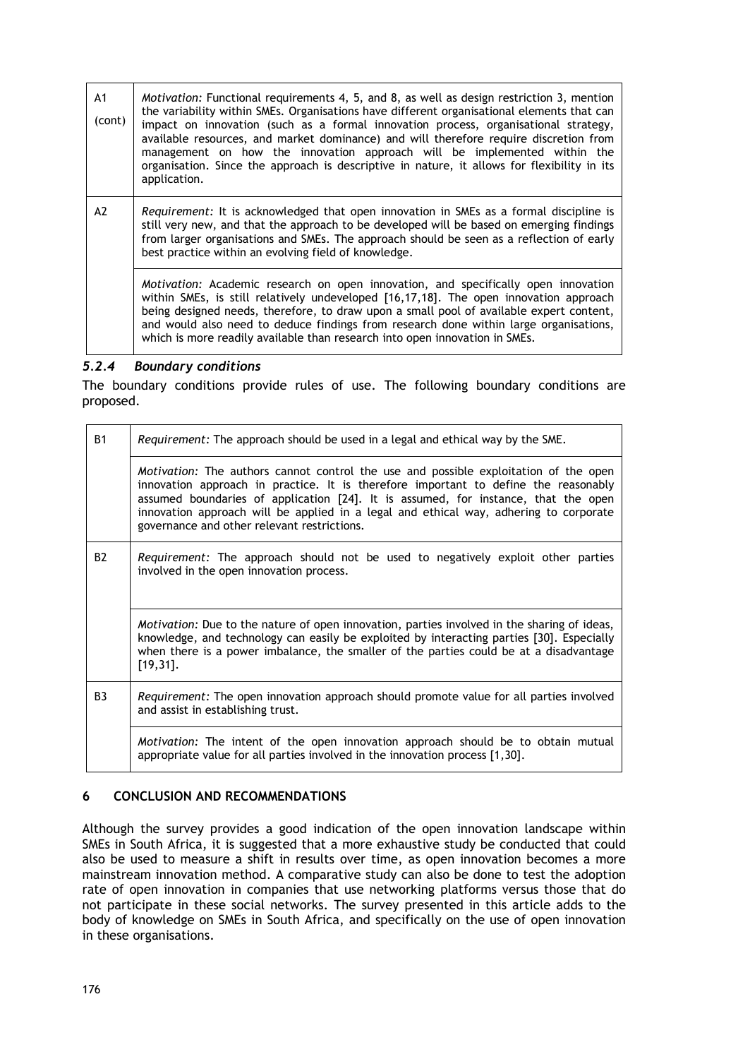| | |
|---|---|
| A1 (cont) | *Motivation:* Functional requirements 4, 5, and 8, as well as design restriction 3, mention the variability within SMEs. Organisations have different organisational elements that can impact on innovation (such as a formal innovation process, organisational strategy, available resources, and market dominance) and will therefore require discretion from management on how the innovation approach will be implemented within the organisation. Since the approach is descriptive in nature, it allows for flexibility in its application. |
| A2 | *Requirement:* It is acknowledged that open innovation in SMEs as a formal discipline is still very new, and that the approach to be developed will be based on emerging findings from larger organisations and SMEs. The approach should be seen as a reflection of early best practice within an evolving field of knowledge. |
| | *Motivation:* Academic research on open innovation, and specifically open innovation within SMEs, is still relatively undeveloped [16,17,18]. The open innovation approach being designed needs, therefore, to draw upon a small pool of available expert content, and would also need to deduce findings from research done within large organisations, which is more readily available than research into open innovation in SMEs. |

### *5.2.4 Boundary conditions*

The boundary conditions provide rules of use. The following boundary conditions are proposed.

| | |
|---|---|
| B1 | *Requirement:* The approach should be used in a legal and ethical way by the SME. |
| | *Motivation:* The authors cannot control the use and possible exploitation of the open innovation approach in practice. It is therefore important to define the reasonably assumed boundaries of application [24]. It is assumed, for instance, that the open innovation approach will be applied in a legal and ethical way, adhering to corporate governance and other relevant restrictions. |
| B2 | *Requirement:* The approach should not be used to negatively exploit other parties involved in the open innovation process. |
| | *Motivation:* Due to the nature of open innovation, parties involved in the sharing of ideas, knowledge, and technology can easily be exploited by interacting parties [30]. Especially when there is a power imbalance, the smaller of the parties could be at a disadvantage [19,31]. |
| B3 | *Requirement:* The open innovation approach should promote value for all parties involved and assist in establishing trust. |
| | *Motivation:* The intent of the open innovation approach should be to obtain mutual appropriate value for all parties involved in the innovation process [1,30]. |

## 6 CONCLUSION AND RECOMMENDATIONS

Although the survey provides a good indication of the open innovation landscape within SMEs in South Africa, it is suggested that a more exhaustive study be conducted that could also be used to measure a shift in results over time, as open innovation becomes a more mainstream innovation method. A comparative study can also be done to test the adoption rate of open innovation in companies that use networking platforms versus those that do not participate in these social networks. The survey presented in this article adds to the body of knowledge on SMEs in South Africa, and specifically on the use of open innovation in these organisations.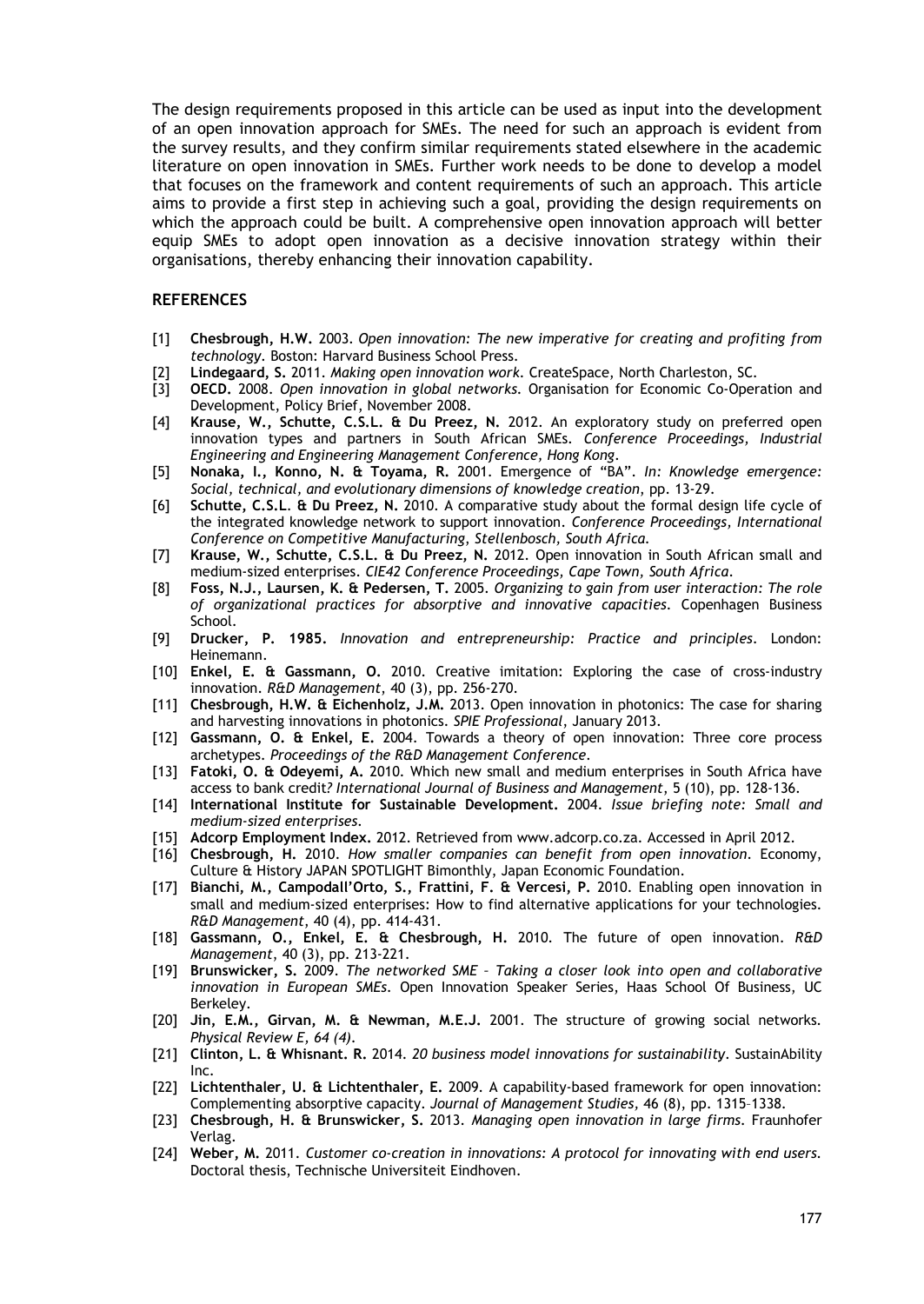The design requirements proposed in this article can be used as input into the development of an open innovation approach for SMEs. The need for such an approach is evident from the survey results, and they confirm similar requirements stated elsewhere in the academic literature on open innovation in SMEs. Further work needs to be done to develop a model that focuses on the framework and content requirements of such an approach. This article aims to provide a first step in achieving such a goal, providing the design requirements on which the approach could be built. A comprehensive open innovation approach will better equip SMEs to adopt open innovation as a decisive innovation strategy within their organisations, thereby enhancing their innovation capability.

## REFERENCES

[1] **Chesbrough, H.W.** 2003. *Open innovation: The new imperative for creating and profiting from technology*. Boston: Harvard Business School Press.

[2] **Lindegaard, S.** 2011. *Making open innovation work*. CreateSpace, North Charleston, SC.

[3] **OECD.** 2008. *Open innovation in global networks*. Organisation for Economic Co-Operation and Development, Policy Brief, November 2008.

[4] **Krause, W., Schutte, C.S.L. & Du Preez, N.** 2012. An exploratory study on preferred open innovation types and partners in South African SMEs. *Conference Proceedings, Industrial Engineering and Engineering Management Conference, Hong Kong*.

[5] **Nonaka, I., Konno, N. & Toyama, R.** 2001. Emergence of "BA". *In: Knowledge emergence: Social, technical, and evolutionary dimensions of knowledge creation*, pp. 13-29.

[6] **Schutte, C.S.L. & Du Preez, N.** 2010. A comparative study about the formal design life cycle of the integrated knowledge network to support innovation. *Conference Proceedings, International Conference on Competitive Manufacturing, Stellenbosch, South Africa.*

[7] **Krause, W., Schutte, C.S.L. & Du Preez, N.** 2012. Open innovation in South African small and medium-sized enterprises. *CIE42 Conference Proceedings, Cape Town, South Africa*.

[8] **Foss, N.J., Laursen, K. & Pedersen, T.** 2005. *Organizing to gain from user interaction: The role of organizational practices for absorptive and innovative capacities*. Copenhagen Business School.

[9] **Drucker, P. 1985.** *Innovation and entrepreneurship: Practice and principles*. London: Heinemann.

[10] **Enkel, E. & Gassmann, O.** 2010. Creative imitation: Exploring the case of cross-industry innovation. *R&D Management*, 40 (3), pp. 256-270.

[11] **Chesbrough, H.W. & Eichenholz, J.M.** 2013. Open innovation in photonics: The case for sharing and harvesting innovations in photonics. *SPIE Professional*, January 2013.

[12] **Gassmann, O. & Enkel, E.** 2004. Towards a theory of open innovation: Three core process archetypes. *Proceedings of the R&D Management Conference*.

[13] **Fatoki, O. & Odeyemi, A.** 2010. Which new small and medium enterprises in South Africa have access to bank credit? *International Journal of Business and Management*, 5 (10), pp. 128-136.

[14] **International Institute for Sustainable Development.** 2004. *Issue briefing note: Small and medium-sized enterprises*.

[15] **Adcorp Employment Index.** 2012. Retrieved from www.adcorp.co.za. Accessed in April 2012.

[16] **Chesbrough, H.** 2010. *How smaller companies can benefit from open innovation*. Economy, Culture & History JAPAN SPOTLIGHT Bimonthly, Japan Economic Foundation.

[17] **Bianchi, M., Campodall'Orto, S., Frattini, F. & Vercesi, P.** 2010. Enabling open innovation in small and medium-sized enterprises: How to find alternative applications for your technologies. *R&D Management*, 40 (4), pp. 414-431.

[18] **Gassmann, O., Enkel, E. & Chesbrough, H.** 2010. The future of open innovation. *R&D Management*, 40 (3), pp. 213-221.

[19] **Brunswicker, S.** 2009. *The networked SME – Taking a closer look into open and collaborative innovation in European SMEs*. Open Innovation Speaker Series, Haas School Of Business, UC Berkeley.

[20] **Jin, E.M., Girvan, M. & Newman, M.E.J.** 2001. The structure of growing social networks. *Physical Review E, 64 (4)*.

[21] **Clinton, L. & Whisnant. R.** 2014. *20 business model innovations for sustainability*. SustainAbility Inc.

[22] **Lichtenthaler, U. & Lichtenthaler, E.** 2009. A capability-based framework for open innovation: Complementing absorptive capacity. *Journal of Management Studies*, 46 (8), pp. 1315–1338.

[23] **Chesbrough, H. & Brunswicker, S.** 2013. *Managing open innovation in large firms*. Fraunhofer Verlag.

[24] **Weber, M.** 2011. *Customer co-creation in innovations: A protocol for innovating with end users*. Doctoral thesis, Technische Universiteit Eindhoven.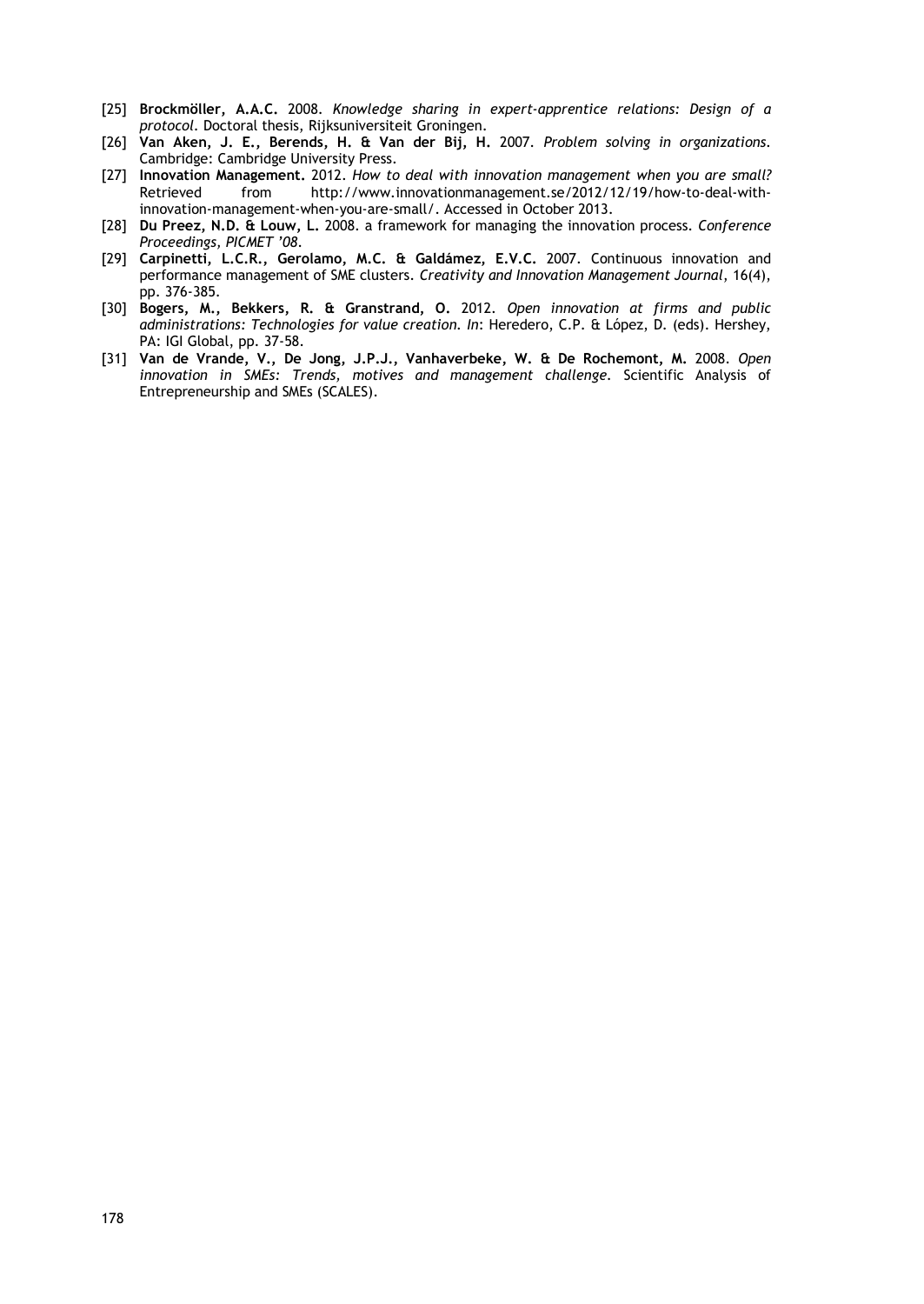[25] **Brockmöller, A.A.C.** 2008. *Knowledge sharing in expert-apprentice relations: Design of a protocol*. Doctoral thesis, Rijksuniversiteit Groningen.

[26] **Van Aken, J. E., Berends, H. & Van der Bij, H.** 2007. *Problem solving in organizations*. Cambridge: Cambridge University Press.

[27] **Innovation Management.** 2012. *How to deal with innovation management when you are small?* Retrieved from http://www.innovationmanagement.se/2012/12/19/how-to-deal-with-innovation-management-when-you-are-small/. Accessed in October 2013.

[28] **Du Preez, N.D. & Louw, L.** 2008. a framework for managing the innovation process. *Conference Proceedings, PICMET '08*.

[29] **Carpinetti, L.C.R., Gerolamo, M.C. & Galdámez, E.V.C.** 2007. Continuous innovation and performance management of SME clusters. *Creativity and Innovation Management Journal*, 16(4), pp. 376-385.

[30] **Bogers, M., Bekkers, R. & Granstrand, O.** 2012. *Open innovation at firms and public administrations: Technologies for value creation. In*: Heredero, C.P. & López, D. (eds). Hershey, PA: IGI Global, pp. 37-58.

[31] **Van de Vrande, V., De Jong, J.P.J., Vanhaverbeke, W. & De Rochemont, M.** 2008. *Open innovation in SMEs: Trends, motives and management challenge*. Scientific Analysis of Entrepreneurship and SMEs (SCALES).